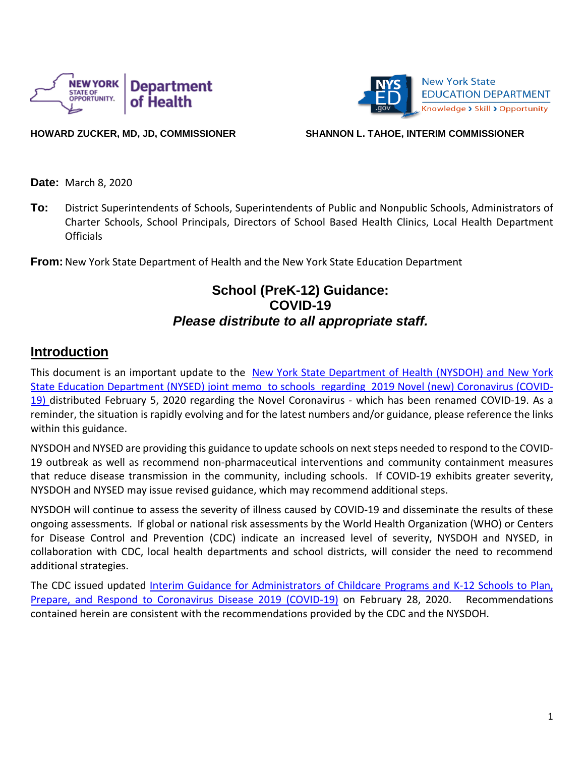HOWARD ZUCKER, MD, JD, COMMISSIONER

SHANNON L. TAHOE, INTERIM COMMISSIONER

**Date:** March 8, 2020

**To:** District Superintendents of Schools, Superintendents of Public and Nonpublic Schools, Administrators of Charter Schools, School Principals, Directors of School Based Health Clinics, Local Health Department Officials

**From:** New York State Department of Health and the New York State Education Department

# School (PreK-12) Guidance: COVID-19

***Please distribute to all appropriate staff.***

## Introduction

This document is an important update to the New York State Department of Health (NYSDOH) and New York State Education Department (NYSED) joint memo to schools regarding 2019 Novel (new) Coronavirus (COVID-19) distributed February 5, 2020 regarding the Novel Coronavirus - which has been renamed COVID-19. As a reminder, the situation is rapidly evolving and for the latest numbers and/or guidance, please reference the links within this guidance.

NYSDOH and NYSED are providing this guidance to update schools on next steps needed to respond to the COVID-19 outbreak as well as recommend non-pharmaceutical interventions and community containment measures that reduce disease transmission in the community, including schools. If COVID-19 exhibits greater severity, NYSDOH and NYSED may issue revised guidance, which may recommend additional steps.

NYSDOH will continue to assess the severity of illness caused by COVID-19 and disseminate the results of these ongoing assessments. If global or national risk assessments by the World Health Organization (WHO) or Centers for Disease Control and Prevention (CDC) indicate an increased level of severity, NYSDOH and NYSED, in collaboration with CDC, local health departments and school districts, will consider the need to recommend additional strategies.

The CDC issued updated Interim Guidance for Administrators of Childcare Programs and K-12 Schools to Plan, Prepare, and Respond to Coronavirus Disease 2019 (COVID-19) on February 28, 2020. Recommendations contained herein are consistent with the recommendations provided by the CDC and the NYSDOH.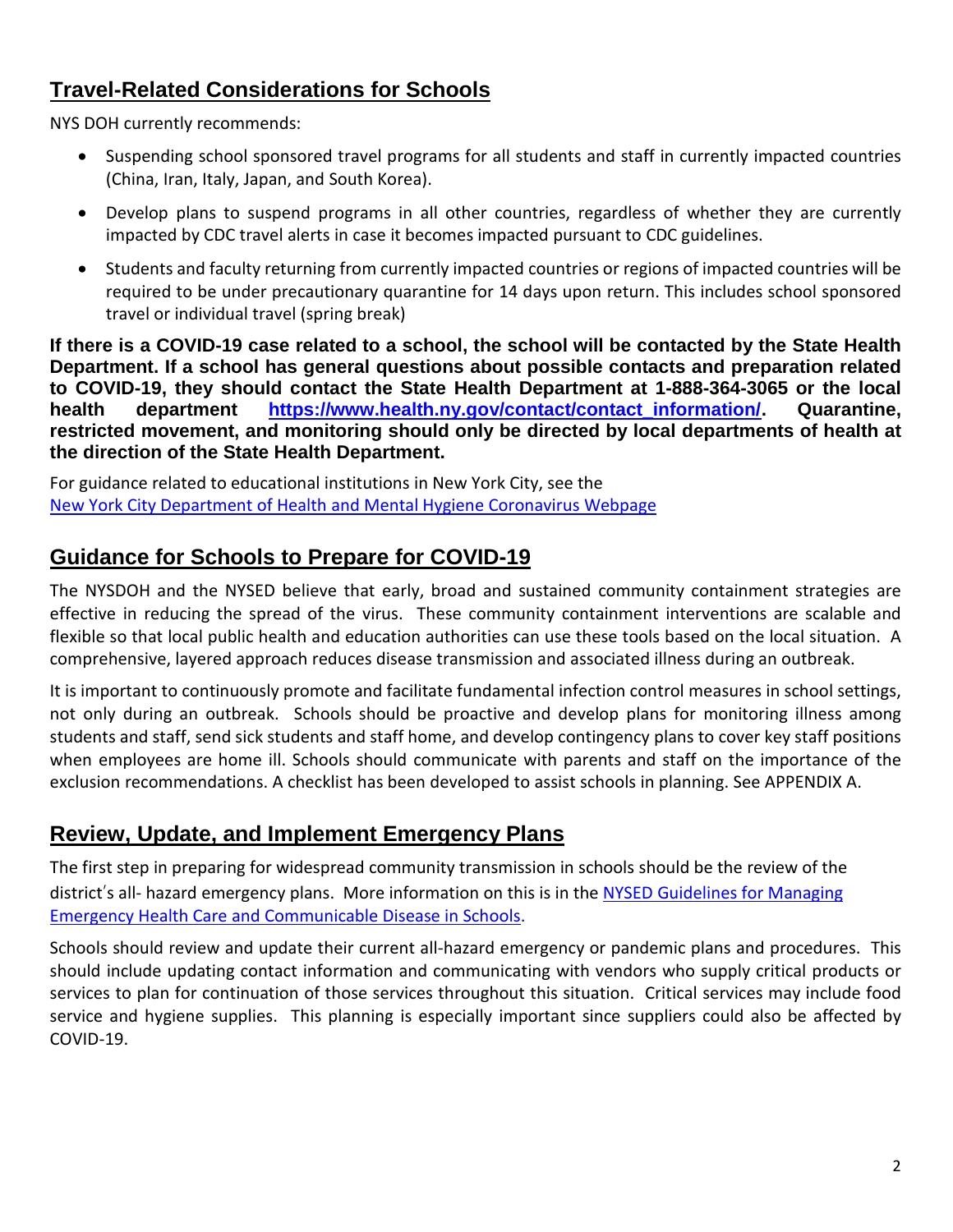## Travel-Related Considerations for Schools

NYS DOH currently recommends:

- Suspending school sponsored travel programs for all students and staff in currently impacted countries (China, Iran, Italy, Japan, and South Korea).
- Develop plans to suspend programs in all other countries, regardless of whether they are currently impacted by CDC travel alerts in case it becomes impacted pursuant to CDC guidelines.
- Students and faculty returning from currently impacted countries or regions of impacted countries will be required to be under precautionary quarantine for 14 days upon return. This includes school sponsored travel or individual travel (spring break)

**If there is a COVID-19 case related to a school, the school will be contacted by the State Health Department. If a school has general questions about possible contacts and preparation related to COVID-19, they should contact the State Health Department at 1-888-364-3065 or the local health department [https://www.health.ny.gov/contact/contact_information/](https://www.health.ny.gov/contact/contact_information/). Quarantine, restricted movement, and monitoring should only be directed by local departments of health at the direction of the State Health Department.**

For guidance related to educational institutions in New York City, see the [New York City Department of Health and Mental Hygiene Coronavirus Webpage]()

## Guidance for Schools to Prepare for COVID-19

The NYSDOH and the NYSED believe that early, broad and sustained community containment strategies are effective in reducing the spread of the virus. These community containment interventions are scalable and flexible so that local public health and education authorities can use these tools based on the local situation. A comprehensive, layered approach reduces disease transmission and associated illness during an outbreak.

It is important to continuously promote and facilitate fundamental infection control measures in school settings, not only during an outbreak. Schools should be proactive and develop plans for monitoring illness among students and staff, send sick students and staff home, and develop contingency plans to cover key staff positions when employees are home ill. Schools should communicate with parents and staff on the importance of the exclusion recommendations. A checklist has been developed to assist schools in planning. See APPENDIX A.

## Review, Update, and Implement Emergency Plans

The first step in preparing for widespread community transmission in schools should be the review of the district's all- hazard emergency plans. More information on this is in the [NYSED Guidelines for Managing Emergency Health Care and Communicable Disease in Schools]().

Schools should review and update their current all-hazard emergency or pandemic plans and procedures. This should include updating contact information and communicating with vendors who supply critical products or services to plan for continuation of those services throughout this situation. Critical services may include food service and hygiene supplies. This planning is especially important since suppliers could also be affected by COVID-19.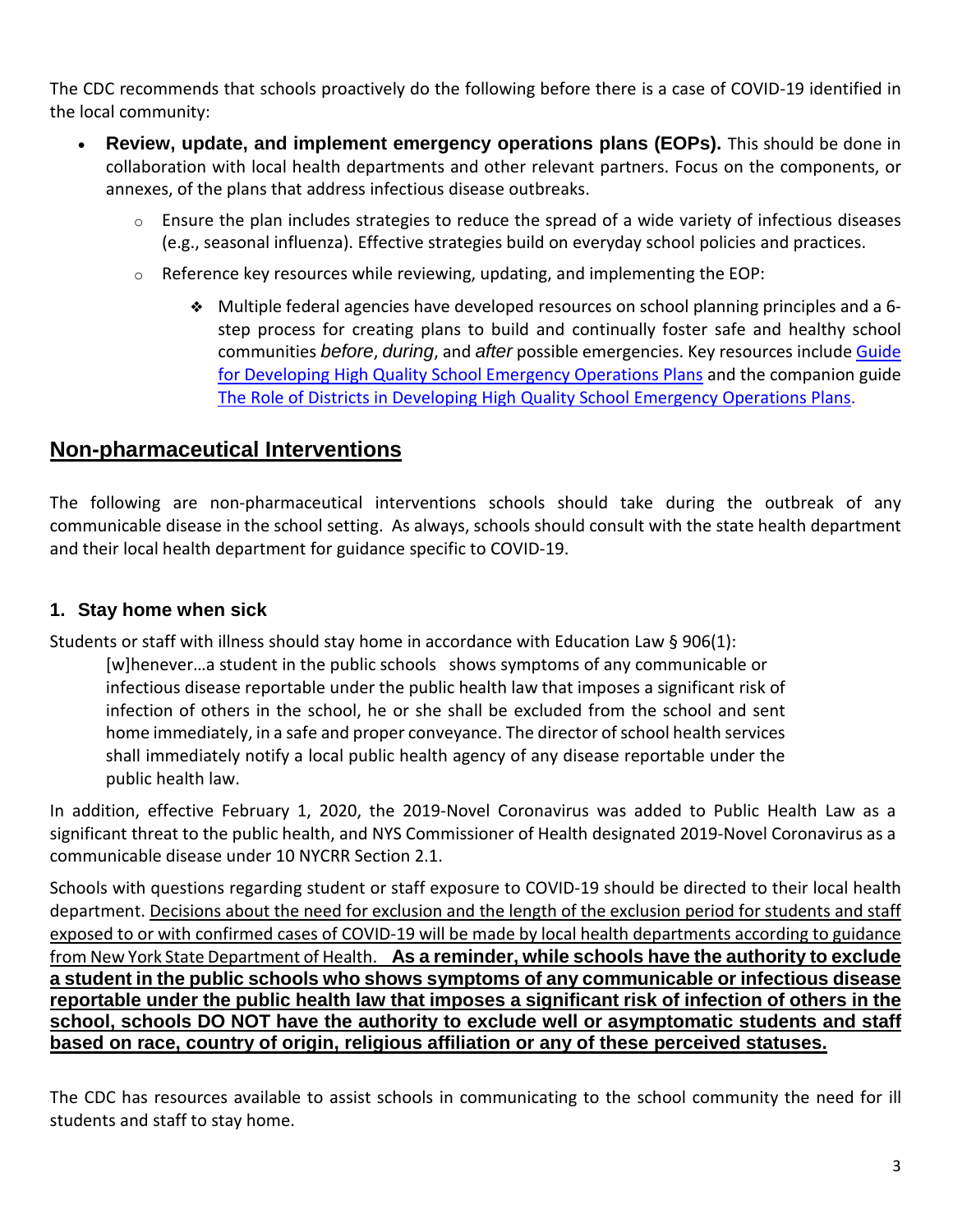The CDC recommends that schools proactively do the following before there is a case of COVID-19 identified in the local community:

- **Review, update, and implement emergency operations plans (EOPs).** This should be done in collaboration with local health departments and other relevant partners. Focus on the components, or annexes, of the plans that address infectious disease outbreaks.
    - Ensure the plan includes strategies to reduce the spread of a wide variety of infectious diseases (e.g., seasonal influenza). Effective strategies build on everyday school policies and practices.
    - Reference key resources while reviewing, updating, and implementing the EOP:
        - Multiple federal agencies have developed resources on school planning principles and a 6-step process for creating plans to build and continually foster safe and healthy school communities *before*, *during*, and *after* possible emergencies. Key resources include Guide for Developing High Quality School Emergency Operations Plans and the companion guide The Role of Districts in Developing High Quality School Emergency Operations Plans.

## Non-pharmaceutical Interventions

The following are non-pharmaceutical interventions schools should take during the outbreak of any communicable disease in the school setting. As always, schools should consult with the state health department and their local health department for guidance specific to COVID-19.

### 1. Stay home when sick

Students or staff with illness should stay home in accordance with Education Law § 906(1):

> [w]henever…a student in the public schools shows symptoms of any communicable or infectious disease reportable under the public health law that imposes a significant risk of infection of others in the school, he or she shall be excluded from the school and sent home immediately, in a safe and proper conveyance. The director of school health services shall immediately notify a local public health agency of any disease reportable under the public health law.

In addition, effective February 1, 2020, the 2019-Novel Coronavirus was added to Public Health Law as a significant threat to the public health, and NYS Commissioner of Health designated 2019-Novel Coronavirus as a communicable disease under 10 NYCRR Section 2.1.

Schools with questions regarding student or staff exposure to COVID-19 should be directed to their local health department. Decisions about the need for exclusion and the length of the exclusion period for students and staff exposed to or with confirmed cases of COVID-19 will be made by local health departments according to guidance from New York State Department of Health. **As a reminder, while schools have the authority to exclude a student in the public schools who shows symptoms of any communicable or infectious disease reportable under the public health law that imposes a significant risk of infection of others in the school, schools DO NOT have the authority to exclude well or asymptomatic students and staff based on race, country of origin, religious affiliation or any of these perceived statuses.**

The CDC has resources available to assist schools in communicating to the school community the need for ill students and staff to stay home.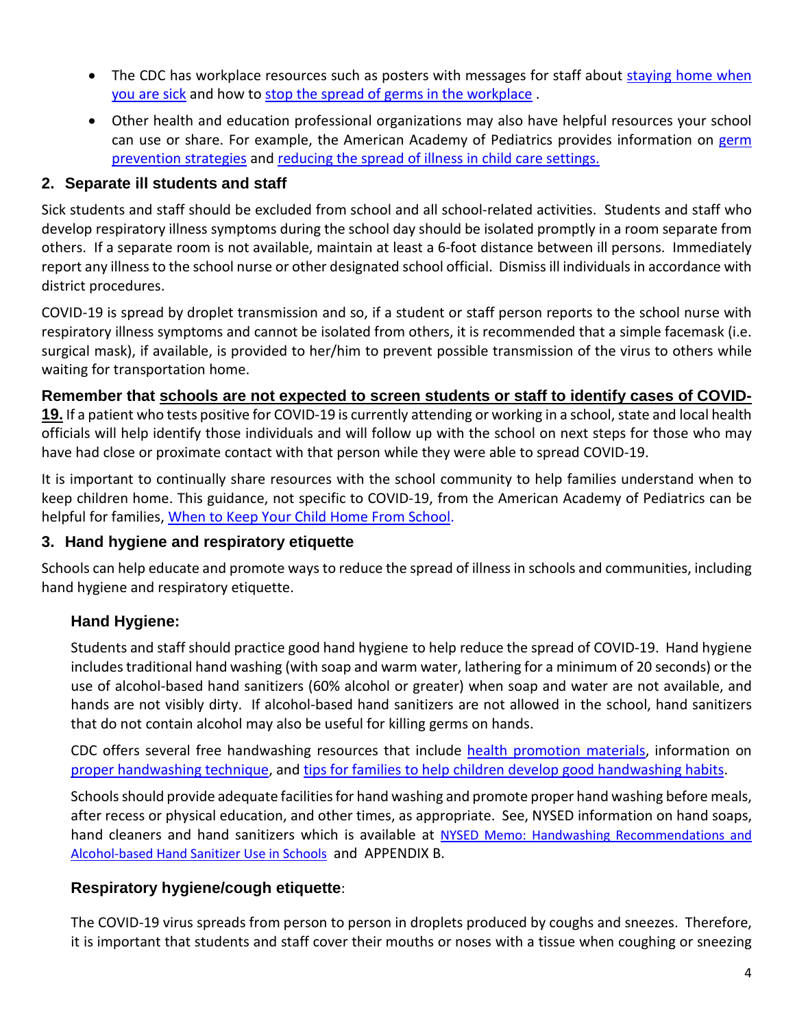- The CDC has workplace resources such as posters with messages for staff about staying home when you are sick and how to stop the spread of germs in the workplace .
- Other health and education professional organizations may also have helpful resources your school can use or share. For example, the American Academy of Pediatrics provides information on germ prevention strategies and reducing the spread of illness in child care settings.

## 2. Separate ill students and staff

Sick students and staff should be excluded from school and all school-related activities. Students and staff who develop respiratory illness symptoms during the school day should be isolated promptly in a room separate from others. If a separate room is not available, maintain at least a 6-foot distance between ill persons. Immediately report any illness to the school nurse or other designated school official. Dismiss ill individuals in accordance with district procedures.

COVID-19 is spread by droplet transmission and so, if a student or staff person reports to the school nurse with respiratory illness symptoms and cannot be isolated from others, it is recommended that a simple facemask (i.e. surgical mask), if available, is provided to her/him to prevent possible transmission of the virus to others while waiting for transportation home.

**Remember that <u>schools are not expected to screen students or staff to identify cases of COVID-19.</u>** If a patient who tests positive for COVID-19 is currently attending or working in a school, state and local health officials will help identify those individuals and will follow up with the school on next steps for those who may have had close or proximate contact with that person while they were able to spread COVID-19.

It is important to continually share resources with the school community to help families understand when to keep children home. This guidance, not specific to COVID-19, from the American Academy of Pediatrics can be helpful for families, When to Keep Your Child Home From School.

## 3. Hand hygiene and respiratory etiquette

Schools can help educate and promote ways to reduce the spread of illness in schools and communities, including hand hygiene and respiratory etiquette.

### Hand Hygiene:

Students and staff should practice good hand hygiene to help reduce the spread of COVID-19. Hand hygiene includes traditional hand washing (with soap and warm water, lathering for a minimum of 20 seconds) or the use of alcohol-based hand sanitizers (60% alcohol or greater) when soap and water are not available, and hands are not visibly dirty. If alcohol-based hand sanitizers are not allowed in the school, hand sanitizers that do not contain alcohol may also be useful for killing germs on hands.

CDC offers several free handwashing resources that include health promotion materials, information on proper handwashing technique, and tips for families to help children develop good handwashing habits.

Schools should provide adequate facilities for hand washing and promote proper hand washing before meals, after recess or physical education, and other times, as appropriate. See, NYSED information on hand soaps, hand cleaners and hand sanitizers which is available at NYSED Memo: Handwashing Recommendations and Alcohol-based Hand Sanitizer Use in Schools and APPENDIX B.

### Respiratory hygiene/cough etiquette:

The COVID-19 virus spreads from person to person in droplets produced by coughs and sneezes. Therefore, it is important that students and staff cover their mouths or noses with a tissue when coughing or sneezing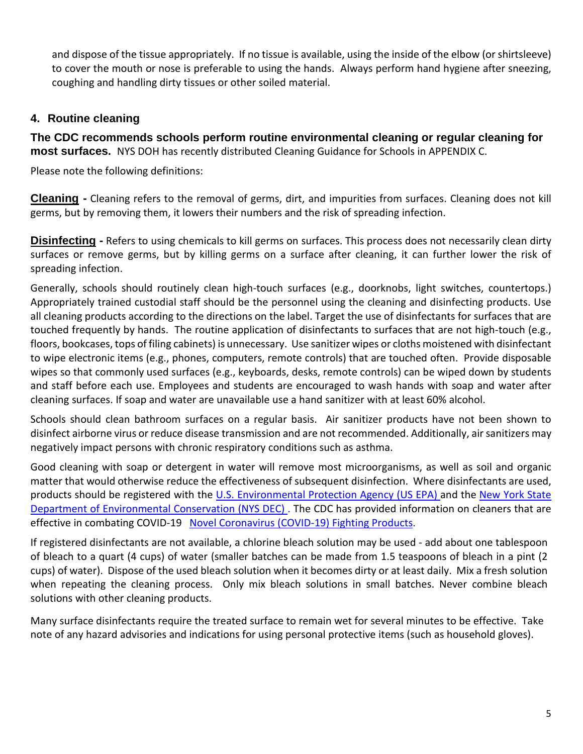and dispose of the tissue appropriately. If no tissue is available, using the inside of the elbow (or shirtsleeve) to cover the mouth or nose is preferable to using the hands. Always perform hand hygiene after sneezing, coughing and handling dirty tissues or other soiled material.

## 4. Routine cleaning

**The CDC recommends schools perform routine environmental cleaning or regular cleaning for most surfaces.** NYS DOH has recently distributed Cleaning Guidance for Schools in APPENDIX C.

Please note the following definitions:

**Cleaning -** Cleaning refers to the removal of germs, dirt, and impurities from surfaces. Cleaning does not kill germs, but by removing them, it lowers their numbers and the risk of spreading infection.

**Disinfecting -** Refers to using chemicals to kill germs on surfaces. This process does not necessarily clean dirty surfaces or remove germs, but by killing germs on a surface after cleaning, it can further lower the risk of spreading infection.

Generally, schools should routinely clean high-touch surfaces (e.g., doorknobs, light switches, countertops.) Appropriately trained custodial staff should be the personnel using the cleaning and disinfecting products. Use all cleaning products according to the directions on the label. Target the use of disinfectants for surfaces that are touched frequently by hands. The routine application of disinfectants to surfaces that are not high-touch (e.g., floors, bookcases, tops of filing cabinets) is unnecessary. Use sanitizer wipes or cloths moistened with disinfectant to wipe electronic items (e.g., phones, computers, remote controls) that are touched often. Provide disposable wipes so that commonly used surfaces (e.g., keyboards, desks, remote controls) can be wiped down by students and staff before each use. Employees and students are encouraged to wash hands with soap and water after cleaning surfaces. If soap and water are unavailable use a hand sanitizer with at least 60% alcohol.

Schools should clean bathroom surfaces on a regular basis. Air sanitizer products have not been shown to disinfect airborne virus or reduce disease transmission and are not recommended. Additionally, air sanitizers may negatively impact persons with chronic respiratory conditions such as asthma.

Good cleaning with soap or detergent in water will remove most microorganisms, as well as soil and organic matter that would otherwise reduce the effectiveness of subsequent disinfection. Where disinfectants are used, products should be registered with the U.S. Environmental Protection Agency (US EPA) and the New York State Department of Environmental Conservation (NYS DEC) . The CDC has provided information on cleaners that are effective in combating COVID-19 Novel Coronavirus (COVID-19) Fighting Products.

If registered disinfectants are not available, a chlorine bleach solution may be used - add about one tablespoon of bleach to a quart (4 cups) of water (smaller batches can be made from 1.5 teaspoons of bleach in a pint (2 cups) of water). Dispose of the used bleach solution when it becomes dirty or at least daily. Mix a fresh solution when repeating the cleaning process. Only mix bleach solutions in small batches. Never combine bleach solutions with other cleaning products.

Many surface disinfectants require the treated surface to remain wet for several minutes to be effective. Take note of any hazard advisories and indications for using personal protective items (such as household gloves).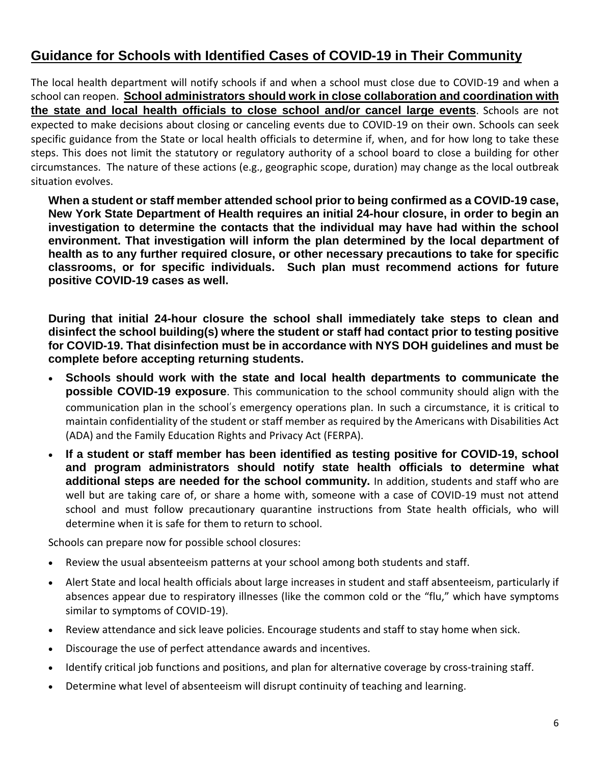## Guidance for Schools with Identified Cases of COVID-19 in Their Community

The local health department will notify schools if and when a school must close due to COVID-19 and when a school can reopen. **School administrators should work in close collaboration and coordination with the state and local health officials to close school and/or cancel large events**. Schools are not expected to make decisions about closing or canceling events due to COVID-19 on their own. Schools can seek specific guidance from the State or local health officials to determine if, when, and for how long to take these steps. This does not limit the statutory or regulatory authority of a school board to close a building for other circumstances. The nature of these actions (e.g., geographic scope, duration) may change as the local outbreak situation evolves.

**When a student or staff member attended school prior to being confirmed as a COVID-19 case, New York State Department of Health requires an initial 24-hour closure, in order to begin an investigation to determine the contacts that the individual may have had within the school environment. That investigation will inform the plan determined by the local department of health as to any further required closure, or other necessary precautions to take for specific classrooms, or for specific individuals. Such plan must recommend actions for future positive COVID-19 cases as well.**

**During that initial 24-hour closure the school shall immediately take steps to clean and disinfect the school building(s) where the student or staff had contact prior to testing positive for COVID-19. That disinfection must be in accordance with NYS DOH guidelines and must be complete before accepting returning students.**

- **Schools should work with the state and local health departments to communicate the possible COVID-19 exposure**. This communication to the school community should align with the communication plan in the school's emergency operations plan. In such a circumstance, it is critical to maintain confidentiality of the student or staff member as required by the Americans with Disabilities Act (ADA) and the Family Education Rights and Privacy Act (FERPA).
- **If a student or staff member has been identified as testing positive for COVID-19, school and program administrators should notify state health officials to determine what additional steps are needed for the school community.** In addition, students and staff who are well but are taking care of, or share a home with, someone with a case of COVID-19 must not attend school and must follow precautionary quarantine instructions from State health officials, who will determine when it is safe for them to return to school.

Schools can prepare now for possible school closures:

- Review the usual absenteeism patterns at your school among both students and staff.
- Alert State and local health officials about large increases in student and staff absenteeism, particularly if absences appear due to respiratory illnesses (like the common cold or the "flu," which have symptoms similar to symptoms of COVID-19).
- Review attendance and sick leave policies. Encourage students and staff to stay home when sick.
- Discourage the use of perfect attendance awards and incentives.
- Identify critical job functions and positions, and plan for alternative coverage by cross-training staff.
- Determine what level of absenteeism will disrupt continuity of teaching and learning.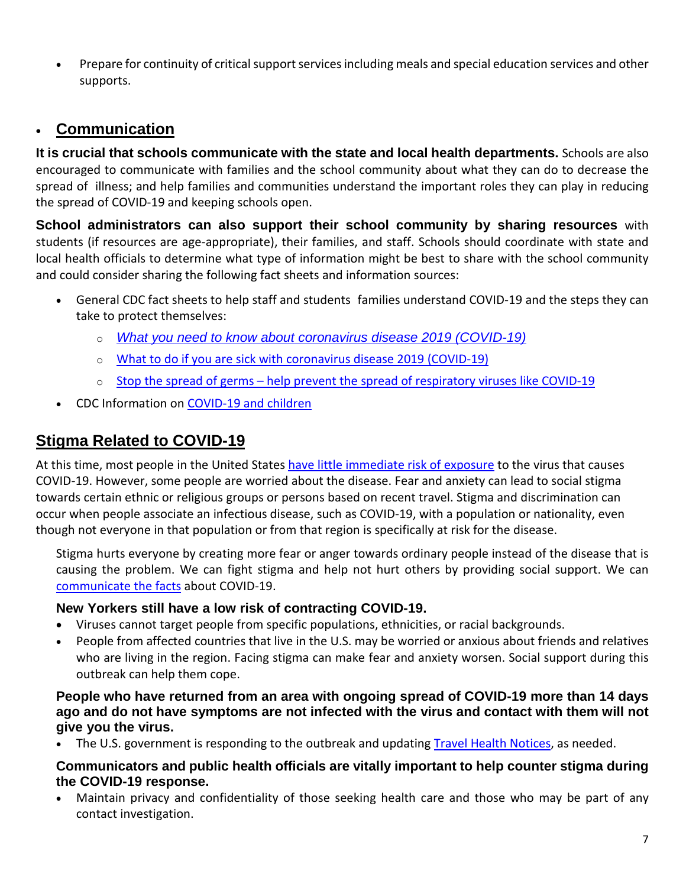- Prepare for continuity of critical support services including meals and special education services and other supports.

## Communication

**It is crucial that schools communicate with the state and local health departments.** Schools are also encouraged to communicate with families and the school community about what they can do to decrease the spread of illness; and help families and communities understand the important roles they can play in reducing the spread of COVID-19 and keeping schools open.

**School administrators can also support their school community by sharing resources** with students (if resources are age-appropriate), their families, and staff. Schools should coordinate with state and local health officials to determine what type of information might be best to share with the school community and could consider sharing the following fact sheets and information sources:

- General CDC fact sheets to help staff and students families understand COVID-19 and the steps they can take to protect themselves:
  - *What you need to know about coronavirus disease 2019 (COVID-19)*
  - What to do if you are sick with coronavirus disease 2019 (COVID-19)
  - Stop the spread of germs – help prevent the spread of respiratory viruses like COVID-19
- CDC Information on COVID-19 and children

## Stigma Related to COVID-19

At this time, most people in the United States have little immediate risk of exposure to the virus that causes COVID-19. However, some people are worried about the disease. Fear and anxiety can lead to social stigma towards certain ethnic or religious groups or persons based on recent travel. Stigma and discrimination can occur when people associate an infectious disease, such as COVID-19, with a population or nationality, even though not everyone in that population or from that region is specifically at risk for the disease.

Stigma hurts everyone by creating more fear or anger towards ordinary people instead of the disease that is causing the problem. We can fight stigma and help not hurt others by providing social support. We can communicate the facts about COVID-19.

### New Yorkers still have a low risk of contracting COVID-19.

- Viruses cannot target people from specific populations, ethnicities, or racial backgrounds.
- People from affected countries that live in the U.S. may be worried or anxious about friends and relatives who are living in the region. Facing stigma can make fear and anxiety worsen. Social support during this outbreak can help them cope.

### People who have returned from an area with ongoing spread of COVID-19 more than 14 days ago and do not have symptoms are not infected with the virus and contact with them will not give you the virus.

- The U.S. government is responding to the outbreak and updating Travel Health Notices, as needed.

### Communicators and public health officials are vitally important to help counter stigma during the COVID-19 response.

- Maintain privacy and confidentiality of those seeking health care and those who may be part of any contact investigation.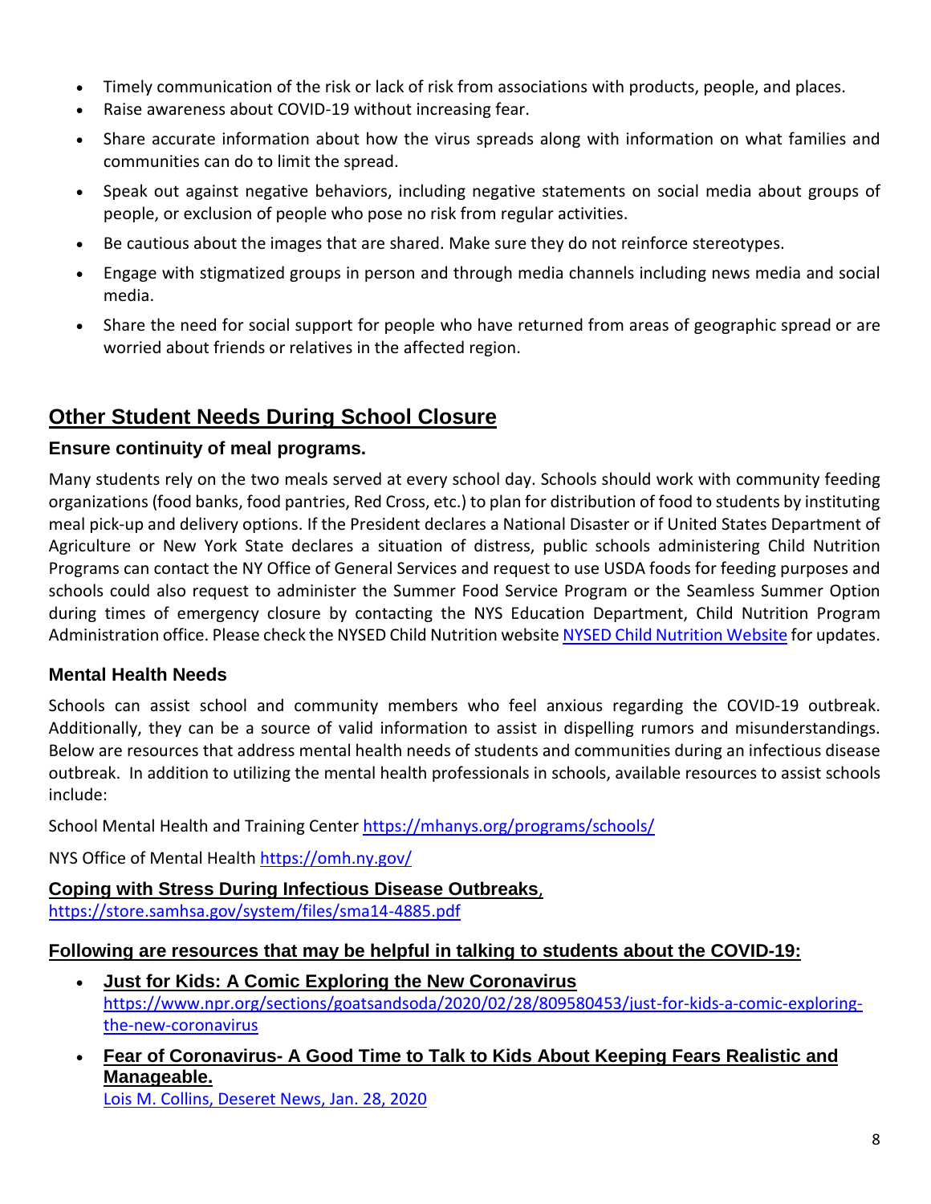- Timely communication of the risk or lack of risk from associations with products, people, and places.
- Raise awareness about COVID-19 without increasing fear.
- Share accurate information about how the virus spreads along with information on what families and communities can do to limit the spread.
- Speak out against negative behaviors, including negative statements on social media about groups of people, or exclusion of people who pose no risk from regular activities.
- Be cautious about the images that are shared. Make sure they do not reinforce stereotypes.
- Engage with stigmatized groups in person and through media channels including news media and social media.
- Share the need for social support for people who have returned from areas of geographic spread or are worried about friends or relatives in the affected region.

## Other Student Needs During School Closure

### Ensure continuity of meal programs.

Many students rely on the two meals served at every school day. Schools should work with community feeding organizations (food banks, food pantries, Red Cross, etc.) to plan for distribution of food to students by instituting meal pick-up and delivery options. If the President declares a National Disaster or if United States Department of Agriculture or New York State declares a situation of distress, public schools administering Child Nutrition Programs can contact the NY Office of General Services and request to use USDA foods for feeding purposes and schools could also request to administer the Summer Food Service Program or the Seamless Summer Option during times of emergency closure by contacting the NYS Education Department, Child Nutrition Program Administration office. Please check the NYSED Child Nutrition website NYSED Child Nutrition Website for updates.

### Mental Health Needs

Schools can assist school and community members who feel anxious regarding the COVID-19 outbreak. Additionally, they can be a source of valid information to assist in dispelling rumors and misunderstandings. Below are resources that address mental health needs of students and communities during an infectious disease outbreak. In addition to utilizing the mental health professionals in schools, available resources to assist schools include:

School Mental Health and Training Center https://mhanys.org/programs/schools/

NYS Office of Mental Health https://omh.ny.gov/

**Coping with Stress During Infectious Disease Outbreaks**,
https://store.samhsa.gov/system/files/sma14-4885.pdf

**Following are resources that may be helpful in talking to students about the COVID-19:**

- **Just for Kids: A Comic Exploring the New Coronavirus**
  https://www.npr.org/sections/goatsandsoda/2020/02/28/809580453/just-for-kids-a-comic-exploring-the-new-coronavirus
- **Fear of Coronavirus- A Good Time to Talk to Kids About Keeping Fears Realistic and Manageable.**
  Lois M. Collins, Deseret News, Jan. 28, 2020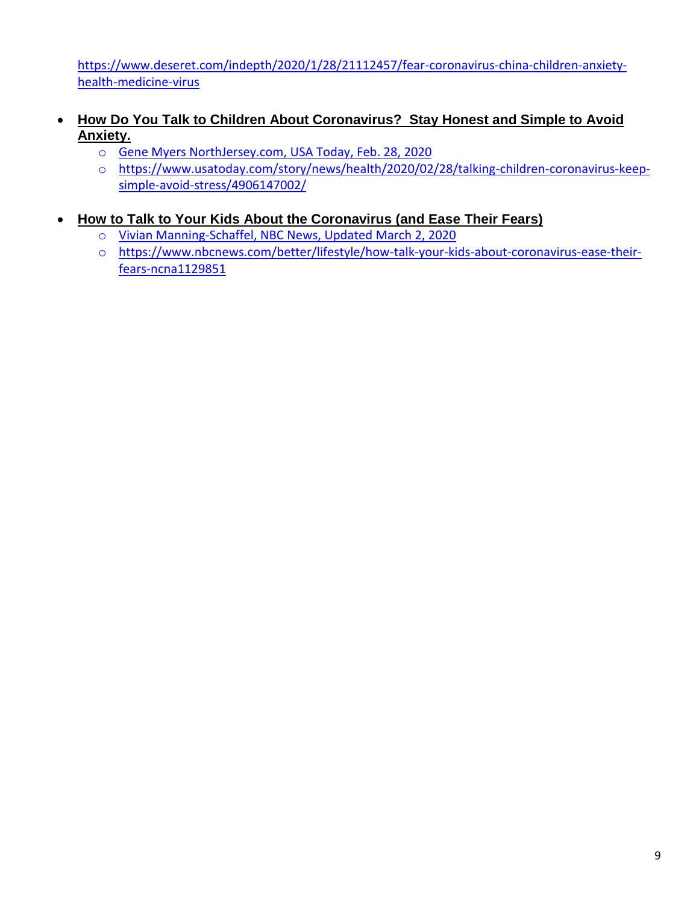https://www.deseret.com/indepth/2020/1/28/21112457/fear-coronavirus-china-children-anxiety-health-medicine-virus

- **How Do You Talk to Children About Coronavirus? Stay Honest and Simple to Avoid Anxiety.**
  - Gene Myers NorthJersey.com, USA Today, Feb. 28, 2020
  - https://www.usatoday.com/story/news/health/2020/02/28/talking-children-coronavirus-keep-simple-avoid-stress/4906147002/

- **How to Talk to Your Kids About the Coronavirus (and Ease Their Fears)**
  - Vivian Manning-Schaffel, NBC News, Updated March 2, 2020
  - https://www.nbcnews.com/better/lifestyle/how-talk-your-kids-about-coronavirus-ease-their-fears-ncna1129851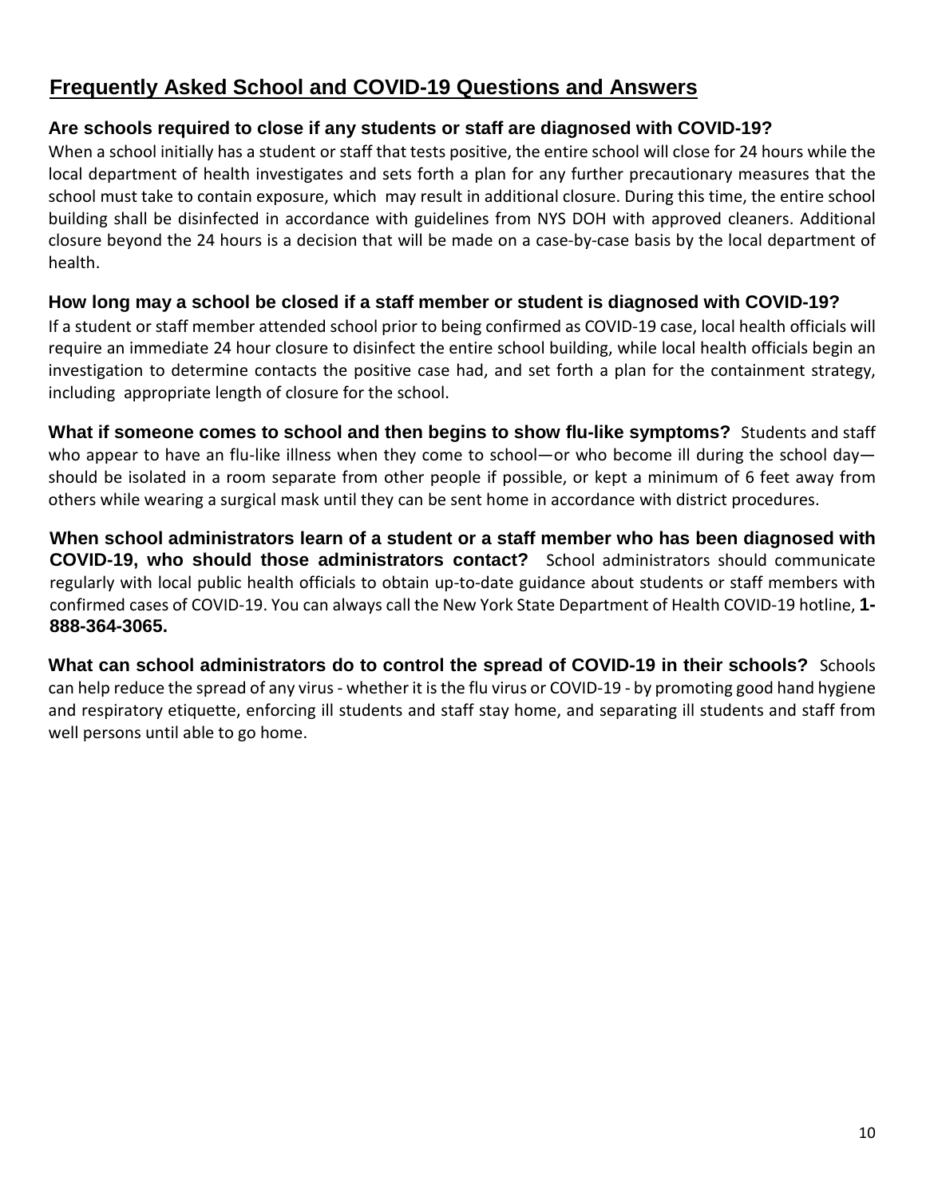## Frequently Asked School and COVID-19 Questions and Answers

**Are schools required to close if any students or staff are diagnosed with COVID-19?**

When a school initially has a student or staff that tests positive, the entire school will close for 24 hours while the local department of health investigates and sets forth a plan for any further precautionary measures that the school must take to contain exposure, which may result in additional closure. During this time, the entire school building shall be disinfected in accordance with guidelines from NYS DOH with approved cleaners. Additional closure beyond the 24 hours is a decision that will be made on a case-by-case basis by the local department of health.

**How long may a school be closed if a staff member or student is diagnosed with COVID-19?**

If a student or staff member attended school prior to being confirmed as COVID-19 case, local health officials will require an immediate 24 hour closure to disinfect the entire school building, while local health officials begin an investigation to determine contacts the positive case had, and set forth a plan for the containment strategy, including appropriate length of closure for the school.

**What if someone comes to school and then begins to show flu-like symptoms?** Students and staff who appear to have an flu-like illness when they come to school—or who become ill during the school day—should be isolated in a room separate from other people if possible, or kept a minimum of 6 feet away from others while wearing a surgical mask until they can be sent home in accordance with district procedures.

**When school administrators learn of a student or a staff member who has been diagnosed with COVID-19, who should those administrators contact?** School administrators should communicate regularly with local public health officials to obtain up-to-date guidance about students or staff members with confirmed cases of COVID-19. You can always call the New York State Department of Health COVID-19 hotline, **1-888-364-3065.**

**What can school administrators do to control the spread of COVID-19 in their schools?** Schools can help reduce the spread of any virus - whether it is the flu virus or COVID-19 - by promoting good hand hygiene and respiratory etiquette, enforcing ill students and staff stay home, and separating ill students and staff from well persons until able to go home.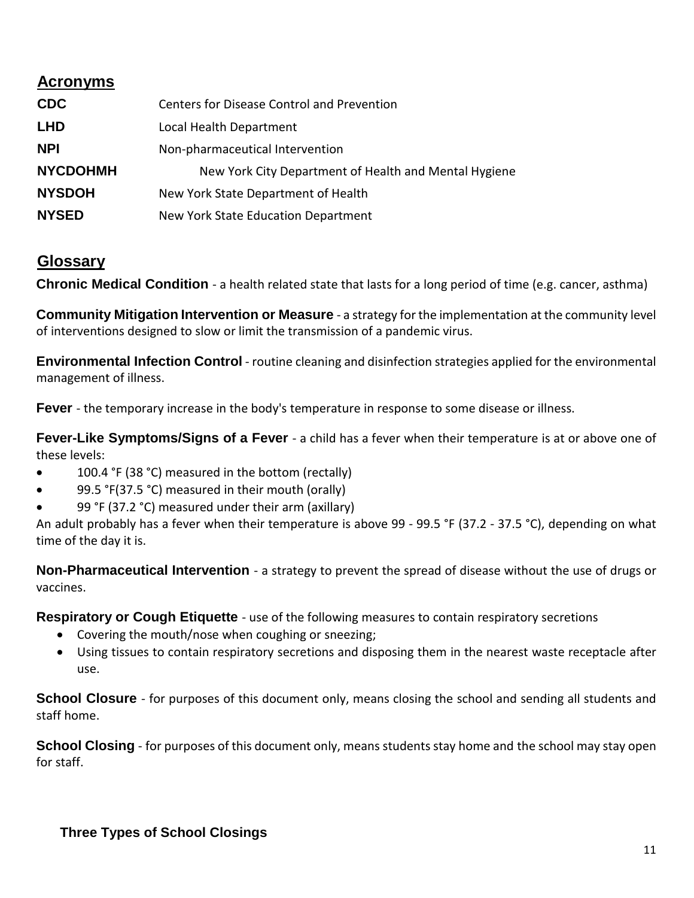## Acronyms

| | |
|---|---|
| **CDC** | Centers for Disease Control and Prevention |
| **LHD** | Local Health Department |
| **NPI** | Non-pharmaceutical Intervention |
| **NYCDOHMH** | New York City Department of Health and Mental Hygiene |
| **NYSDOH** | New York State Department of Health |
| **NYSED** | New York State Education Department |

## Glossary

**Chronic Medical Condition** - a health related state that lasts for a long period of time (e.g. cancer, asthma)

**Community Mitigation Intervention or Measure** - a strategy for the implementation at the community level of interventions designed to slow or limit the transmission of a pandemic virus.

**Environmental Infection Control** - routine cleaning and disinfection strategies applied for the environmental management of illness.

**Fever** - the temporary increase in the body's temperature in response to some disease or illness.

**Fever-Like Symptoms/Signs of a Fever** - a child has a fever when their temperature is at or above one of these levels:

- 100.4 °F (38 °C) measured in the bottom (rectally)
- 99.5 °F(37.5 °C) measured in their mouth (orally)
- 99 °F (37.2 °C) measured under their arm (axillary)

An adult probably has a fever when their temperature is above 99 - 99.5 °F (37.2 - 37.5 °C), depending on what time of the day it is.

**Non-Pharmaceutical Intervention** - a strategy to prevent the spread of disease without the use of drugs or vaccines.

**Respiratory or Cough Etiquette** - use of the following measures to contain respiratory secretions

- Covering the mouth/nose when coughing or sneezing;
- Using tissues to contain respiratory secretions and disposing them in the nearest waste receptacle after use.

**School Closure** - for purposes of this document only, means closing the school and sending all students and staff home.

**School Closing** - for purposes of this document only, means students stay home and the school may stay open for staff.

### Three Types of School Closings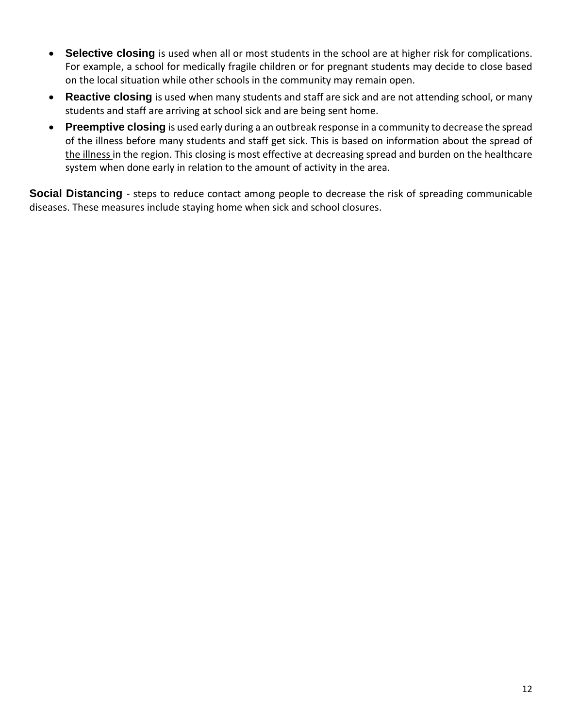- **Selective closing** is used when all or most students in the school are at higher risk for complications. For example, a school for medically fragile children or for pregnant students may decide to close based on the local situation while other schools in the community may remain open.
- **Reactive closing** is used when many students and staff are sick and are not attending school, or many students and staff are arriving at school sick and are being sent home.
- **Preemptive closing** is used early during a an outbreak response in a community to decrease the spread of the illness before many students and staff get sick. This is based on information about the spread of the illness in the region. This closing is most effective at decreasing spread and burden on the healthcare system when done early in relation to the amount of activity in the area.

**Social Distancing** - steps to reduce contact among people to decrease the risk of spreading communicable diseases. These measures include staying home when sick and school closures.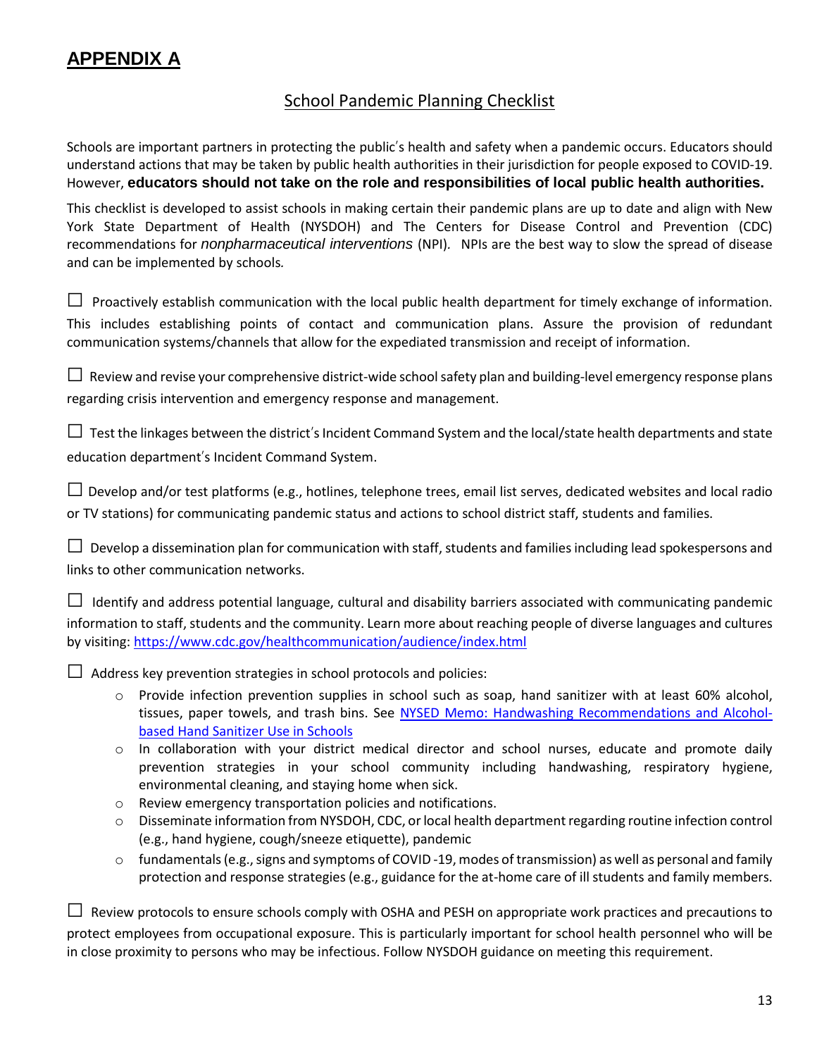## **APPENDIX A**

### School Pandemic Planning Checklist

Schools are important partners in protecting the public's health and safety when a pandemic occurs. Educators should understand actions that may be taken by public health authorities in their jurisdiction for people exposed to COVID-19. However, **educators should not take on the role and responsibilities of local public health authorities.**

This checklist is developed to assist schools in making certain their pandemic plans are up to date and align with New York State Department of Health (NYSDOH) and The Centers for Disease Control and Prevention (CDC) recommendations for *nonpharmaceutical interventions* (NPI). NPIs are the best way to slow the spread of disease and can be implemented by schools.

☐ Proactively establish communication with the local public health department for timely exchange of information. This includes establishing points of contact and communication plans. Assure the provision of redundant communication systems/channels that allow for the expediated transmission and receipt of information.

☐ Review and revise your comprehensive district-wide school safety plan and building-level emergency response plans regarding crisis intervention and emergency response and management.

☐ Test the linkages between the district's Incident Command System and the local/state health departments and state education department's Incident Command System.

☐ Develop and/or test platforms (e.g., hotlines, telephone trees, email list serves, dedicated websites and local radio or TV stations) for communicating pandemic status and actions to school district staff, students and families.

☐ Develop a dissemination plan for communication with staff, students and families including lead spokespersons and links to other communication networks.

☐ Identify and address potential language, cultural and disability barriers associated with communicating pandemic information to staff, students and the community. Learn more about reaching people of diverse languages and cultures by visiting: https://www.cdc.gov/healthcommunication/audience/index.html

☐ Address key prevention strategies in school protocols and policies:

- Provide infection prevention supplies in school such as soap, hand sanitizer with at least 60% alcohol, tissues, paper towels, and trash bins. See NYSED Memo: Handwashing Recommendations and Alcohol-based Hand Sanitizer Use in Schools
- In collaboration with your district medical director and school nurses, educate and promote daily prevention strategies in your school community including handwashing, respiratory hygiene, environmental cleaning, and staying home when sick.
- Review emergency transportation policies and notifications.
- Disseminate information from NYSDOH, CDC, or local health department regarding routine infection control (e.g., hand hygiene, cough/sneeze etiquette), pandemic
- fundamentals (e.g., signs and symptoms of COVID -19, modes of transmission) as well as personal and family protection and response strategies (e.g., guidance for the at-home care of ill students and family members.

☐ Review protocols to ensure schools comply with OSHA and PESH on appropriate work practices and precautions to protect employees from occupational exposure. This is particularly important for school health personnel who will be in close proximity to persons who may be infectious. Follow NYSDOH guidance on meeting this requirement.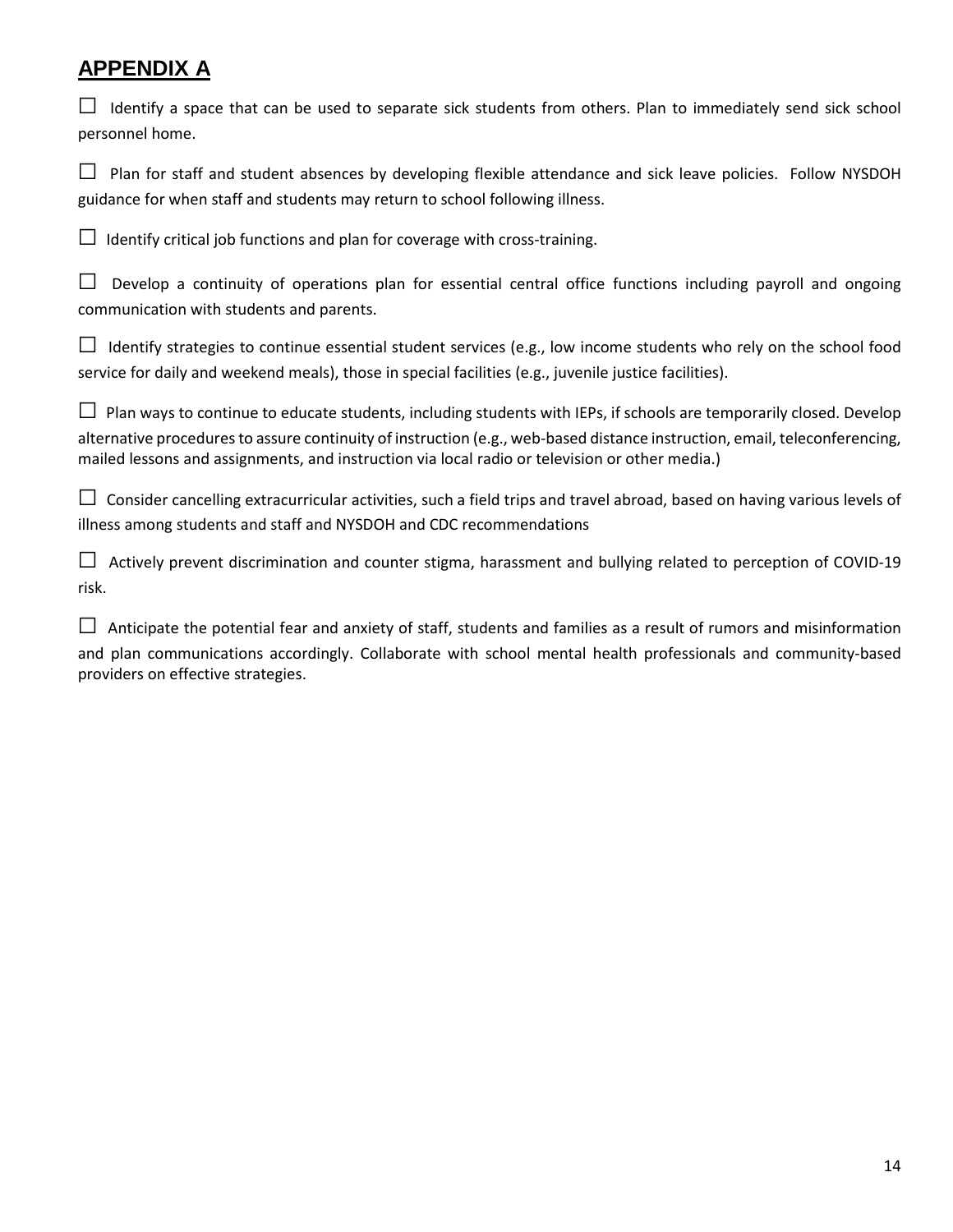## APPENDIX A

☐ Identify a space that can be used to separate sick students from others. Plan to immediately send sick school personnel home.

☐ Plan for staff and student absences by developing flexible attendance and sick leave policies. Follow NYSDOH guidance for when staff and students may return to school following illness.

☐ Identify critical job functions and plan for coverage with cross-training.

☐ Develop a continuity of operations plan for essential central office functions including payroll and ongoing communication with students and parents.

☐ Identify strategies to continue essential student services (e.g., low income students who rely on the school food service for daily and weekend meals), those in special facilities (e.g., juvenile justice facilities).

☐ Plan ways to continue to educate students, including students with IEPs, if schools are temporarily closed. Develop alternative procedures to assure continuity of instruction (e.g., web-based distance instruction, email, teleconferencing, mailed lessons and assignments, and instruction via local radio or television or other media.)

☐ Consider cancelling extracurricular activities, such a field trips and travel abroad, based on having various levels of illness among students and staff and NYSDOH and CDC recommendations

☐ Actively prevent discrimination and counter stigma, harassment and bullying related to perception of COVID-19 risk.

☐ Anticipate the potential fear and anxiety of staff, students and families as a result of rumors and misinformation and plan communications accordingly. Collaborate with school mental health professionals and community-based providers on effective strategies.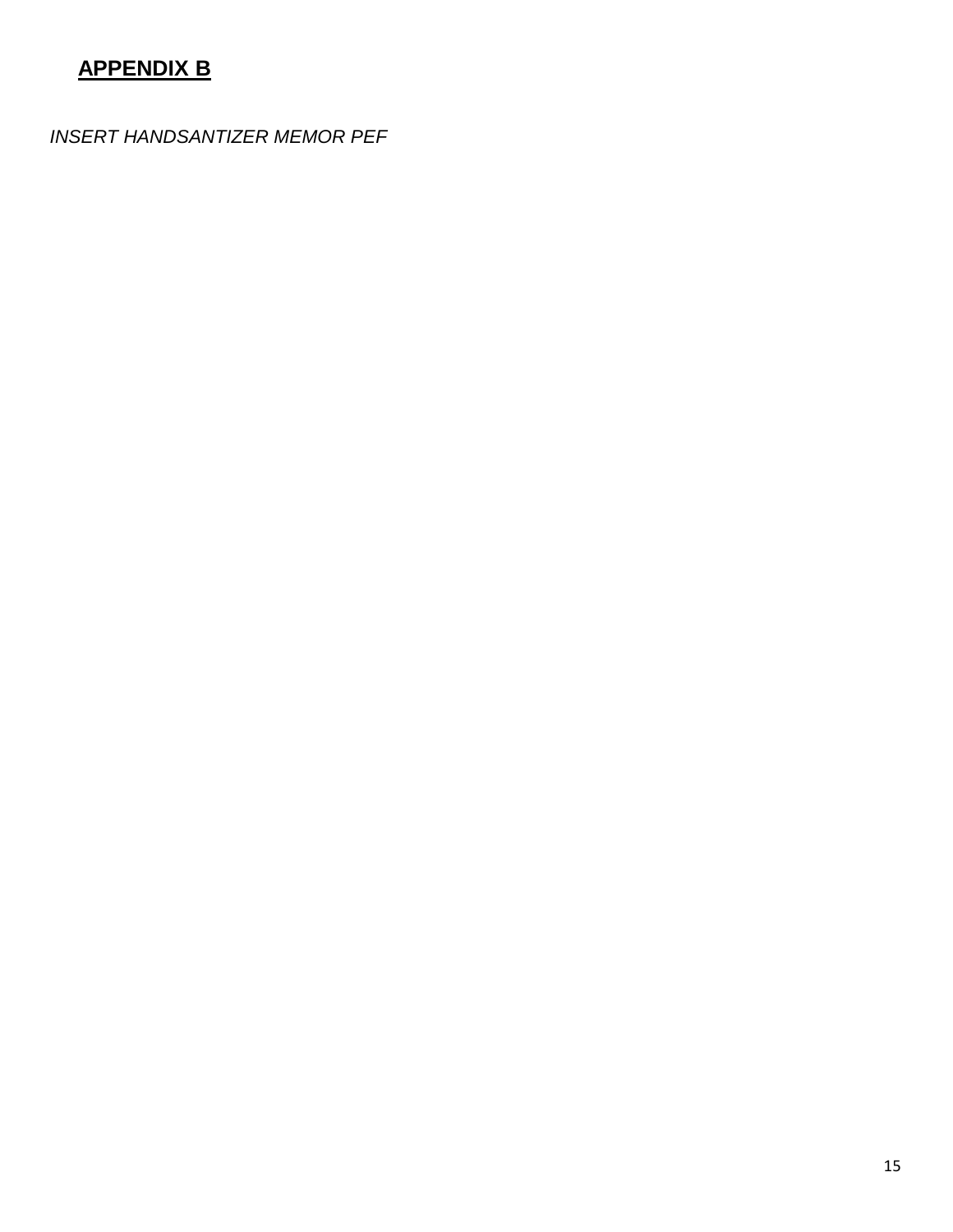## APPENDIX B

*INSERT HANDSANTIZER MEMOR PEF*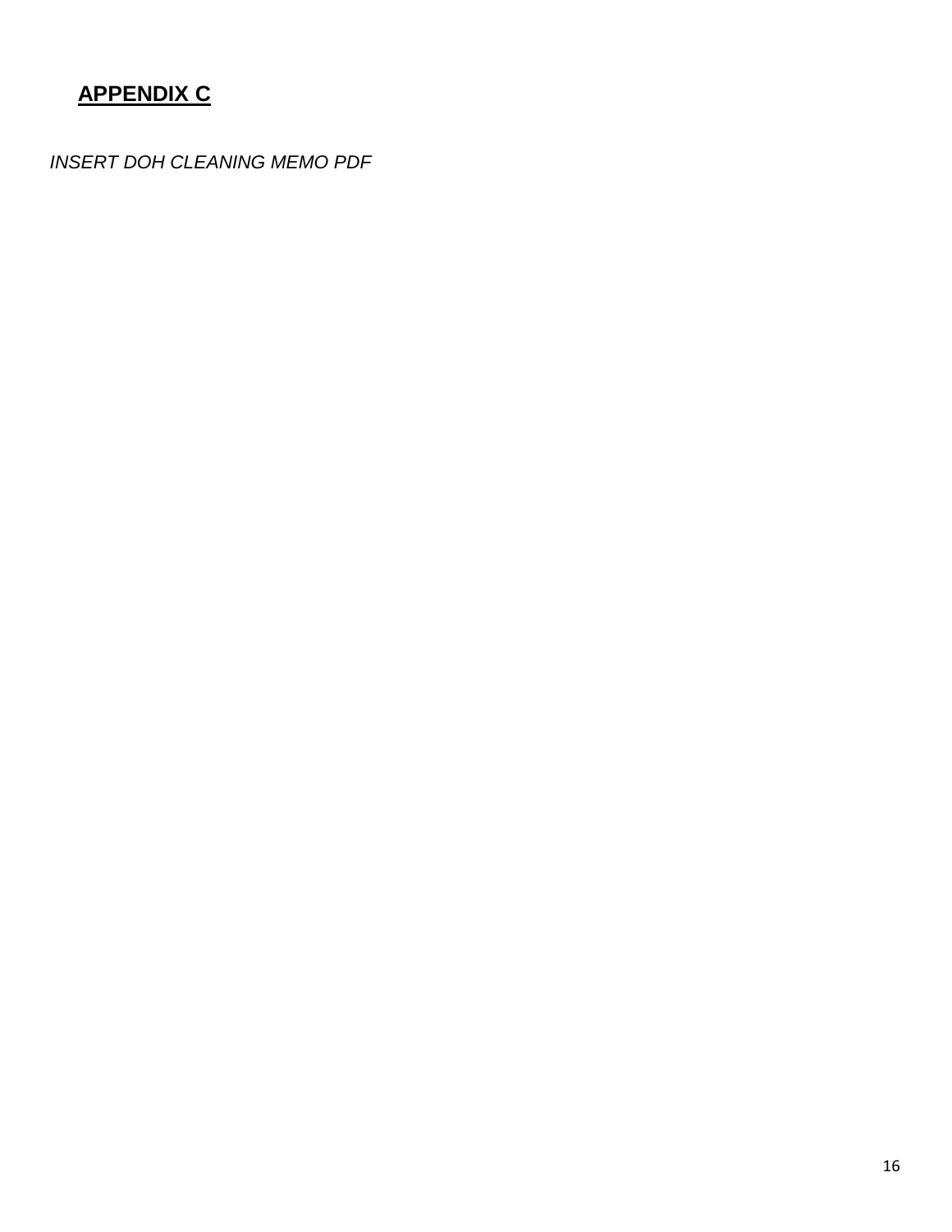## **APPENDIX C**

*INSERT DOH CLEANING MEMO PDF*